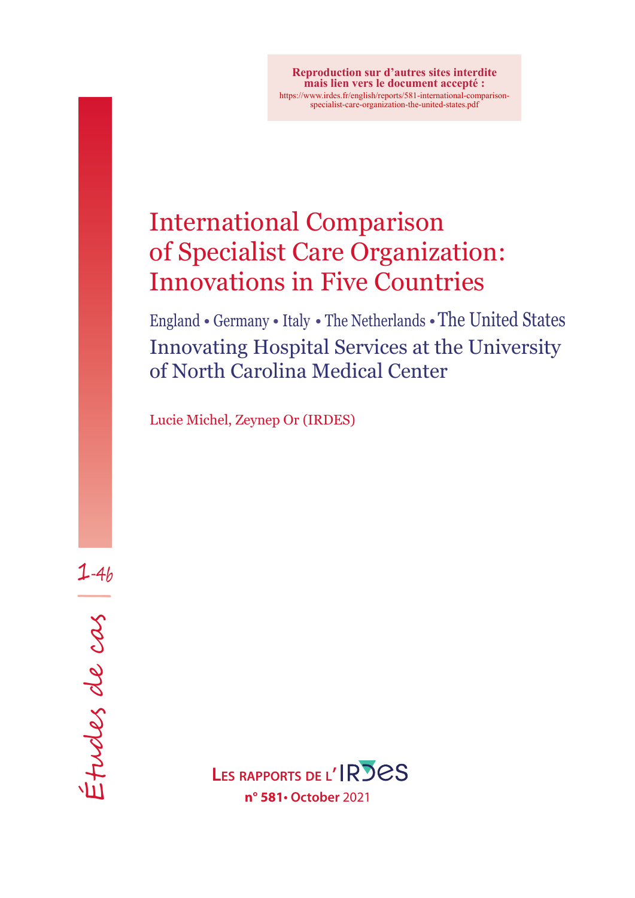**Reproduction sur d'autres sites interdite mais lien vers le document accepté :**
https://www.irdes.fr/english/reports/581-international-comparison-specialist-care-organization-the-united-states.pdf

# International Comparison of Specialist Care Organization: Innovations in Five Countries

England • Germany • Italy • The Netherlands • The United States

## Innovating Hospital Services at the University of North Carolina Medical Center

Lucie Michel, Zeynep Or (IRDES)

1-4b

Études de cas

**Les rapports de l'IRDES**

**n° 581• October** 2021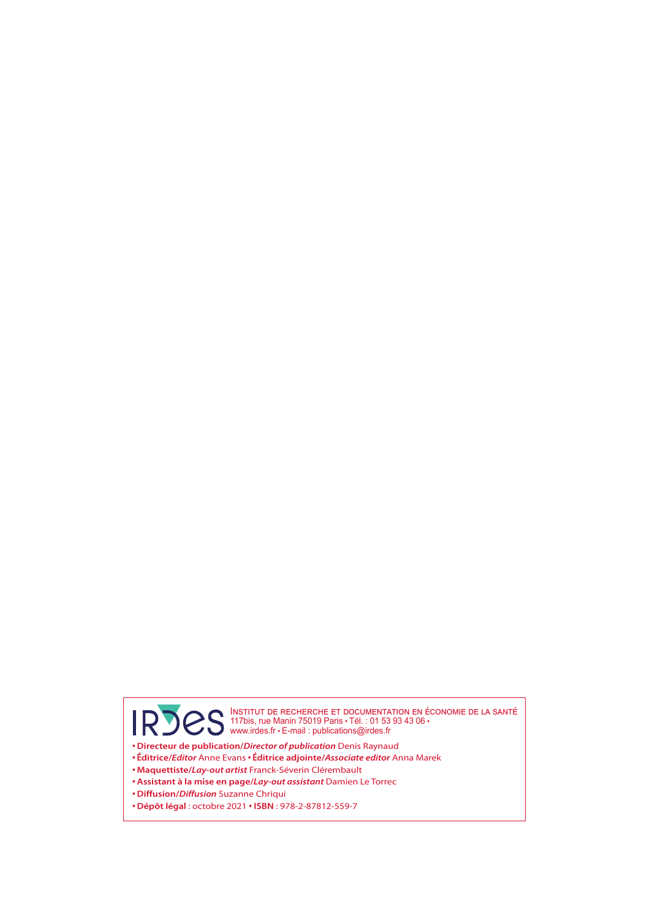IRDES

INSTITUT DE RECHERCHE ET DOCUMENTATION EN ÉCONOMIE DE LA SANTÉ
117bis, rue Manin 75019 Paris • Tél. : 01 53 93 43 06 •
www.irdes.fr • E-mail : publications@irdes.fr

- **Directeur de publication/*Director of publication*** Denis Raynaud
- **Éditrice/*Editor*** Anne Evans • **Éditrice adjointe/*Associate editor*** Anna Marek
- **Maquettiste/*Lay-out artist*** Franck-Séverin Clérembault
- **Assistant à la mise en page/*Lay-out assistant*** Damien Le Torrec
- **Diffusion/*Diffusion*** Suzanne Chriqui
- **Dépôt légal** : octobre 2021 • **ISBN** : 978-2-87812-559-7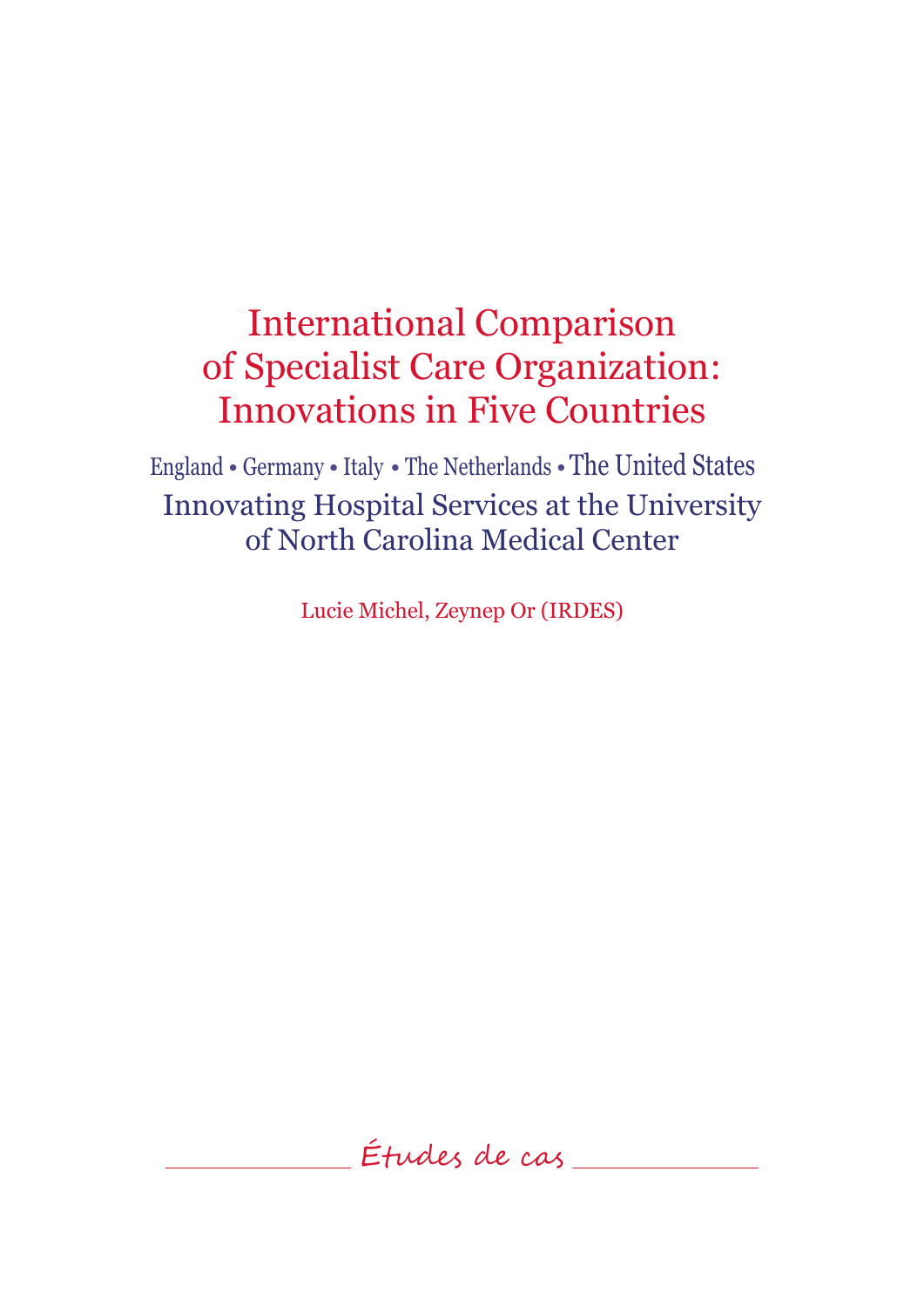# International Comparison of Specialist Care Organization: Innovations in Five Countries

England • Germany • Italy • The Netherlands • The United States

## Innovating Hospital Services at the University of North Carolina Medical Center

Lucie Michel, Zeynep Or (IRDES)

Études de cas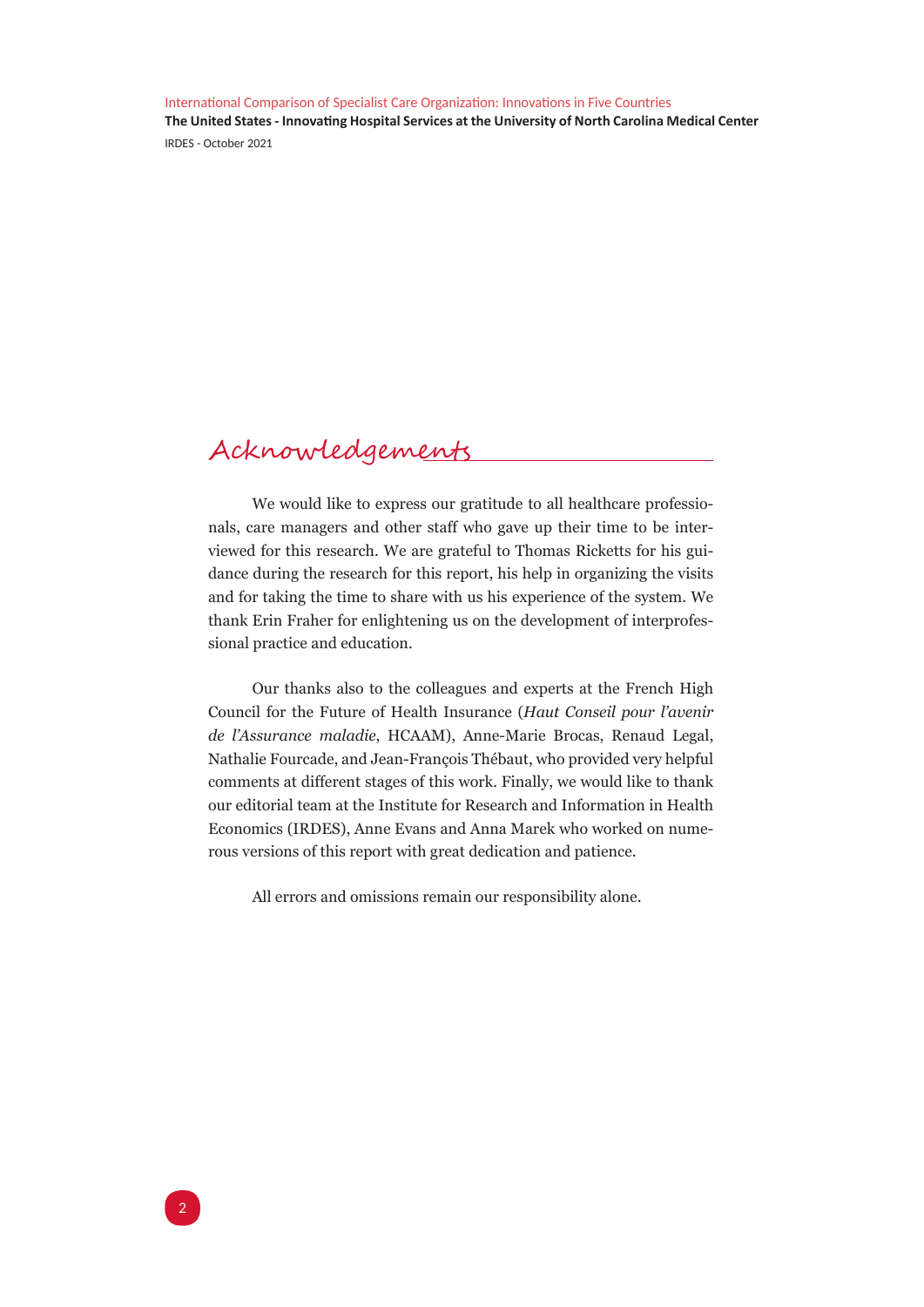# Acknowledgements

We would like to express our gratitude to all healthcare professionals, care managers and other staff who gave up their time to be interviewed for this research. We are grateful to Thomas Ricketts for his guidance during the research for this report, his help in organizing the visits and for taking the time to share with us his experience of the system. We thank Erin Fraher for enlightening us on the development of interprofessional practice and education.

Our thanks also to the colleagues and experts at the French High Council for the Future of Health Insurance (*Haut Conseil pour l'avenir de l'Assurance maladie*, HCAAM), Anne-Marie Brocas, Renaud Legal, Nathalie Fourcade, and Jean-François Thébaut, who provided very helpful comments at different stages of this work. Finally, we would like to thank our editorial team at the Institute for Research and Information in Health Economics (IRDES), Anne Evans and Anna Marek who worked on numerous versions of this report with great dedication and patience.

All errors and omissions remain our responsibility alone.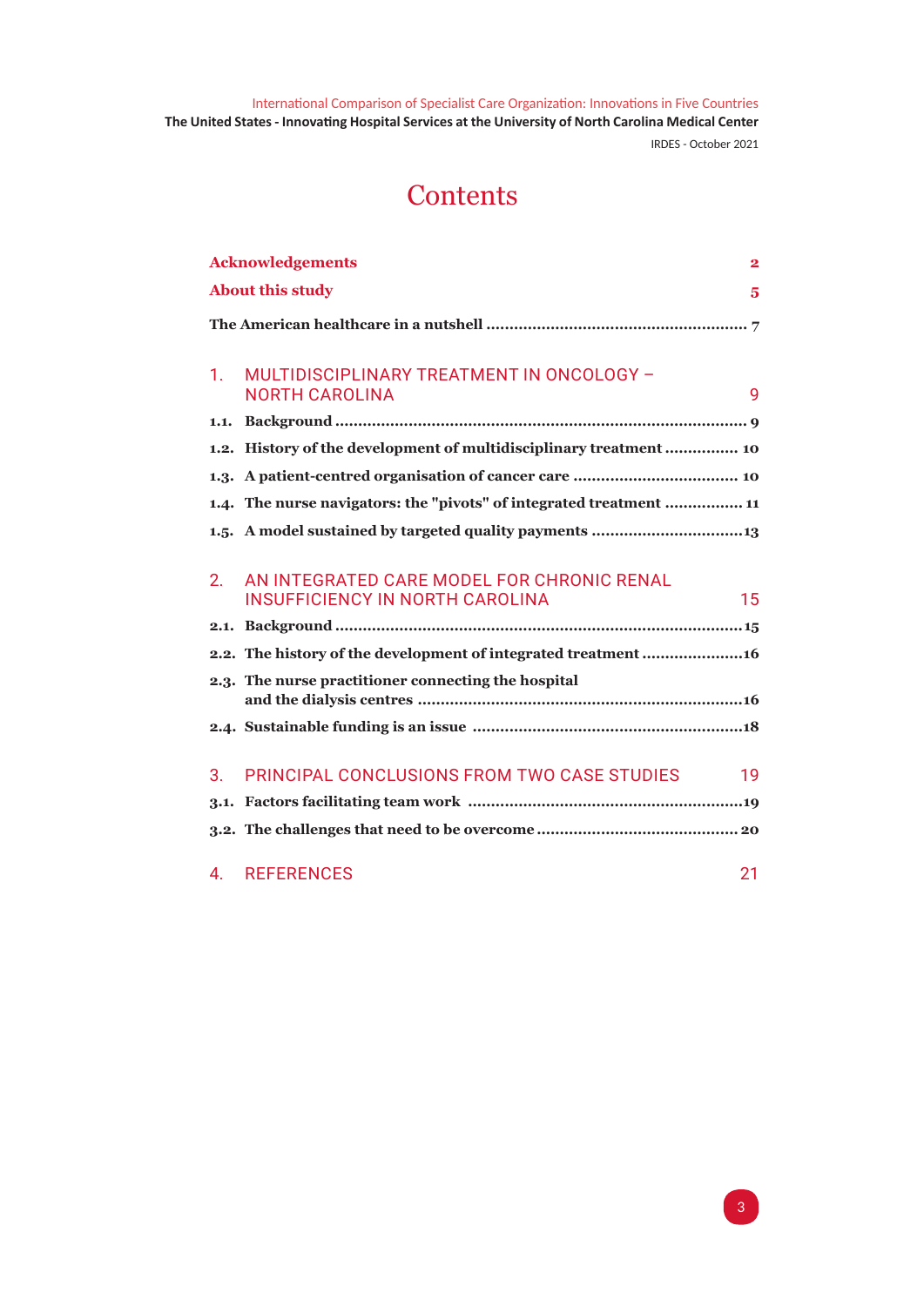# Contents

**Acknowledgements** 2

**About this study** 5

**The American healthcare in a nutshell** ........................................................ 7

**1. MULTIDISCIPLINARY TREATMENT IN ONCOLOGY – NORTH CAROLINA** 9

- **1.1. Background** ........................................................................................ 9
- **1.2. History of the development of multidisciplinary treatment** ................ 10
- **1.3. A patient-centred organisation of cancer care** .................................... 10
- **1.4. The nurse navigators: the "pivots" of integrated treatment** ................. 11
- **1.5. A model sustained by targeted quality payments** ................................13

**2. AN INTEGRATED CARE MODEL FOR CHRONIC RENAL INSUFFICIENCY IN NORTH CAROLINA** 15

- **2.1. Background** .......................................................................................15
- **2.2. The history of the development of integrated treatment** ......................16
- **2.3. The nurse practitioner connecting the hospital and the dialysis centres** ......................................................................16
- **2.4. Sustainable funding is an issue** ..........................................................18

**3. PRINCIPAL CONCLUSIONS FROM TWO CASE STUDIES** 19

- **3.1. Factors facilitating team work** ...........................................................19
- **3.2. The challenges that need to be overcome** ............................................ 20

**4. REFERENCES** 21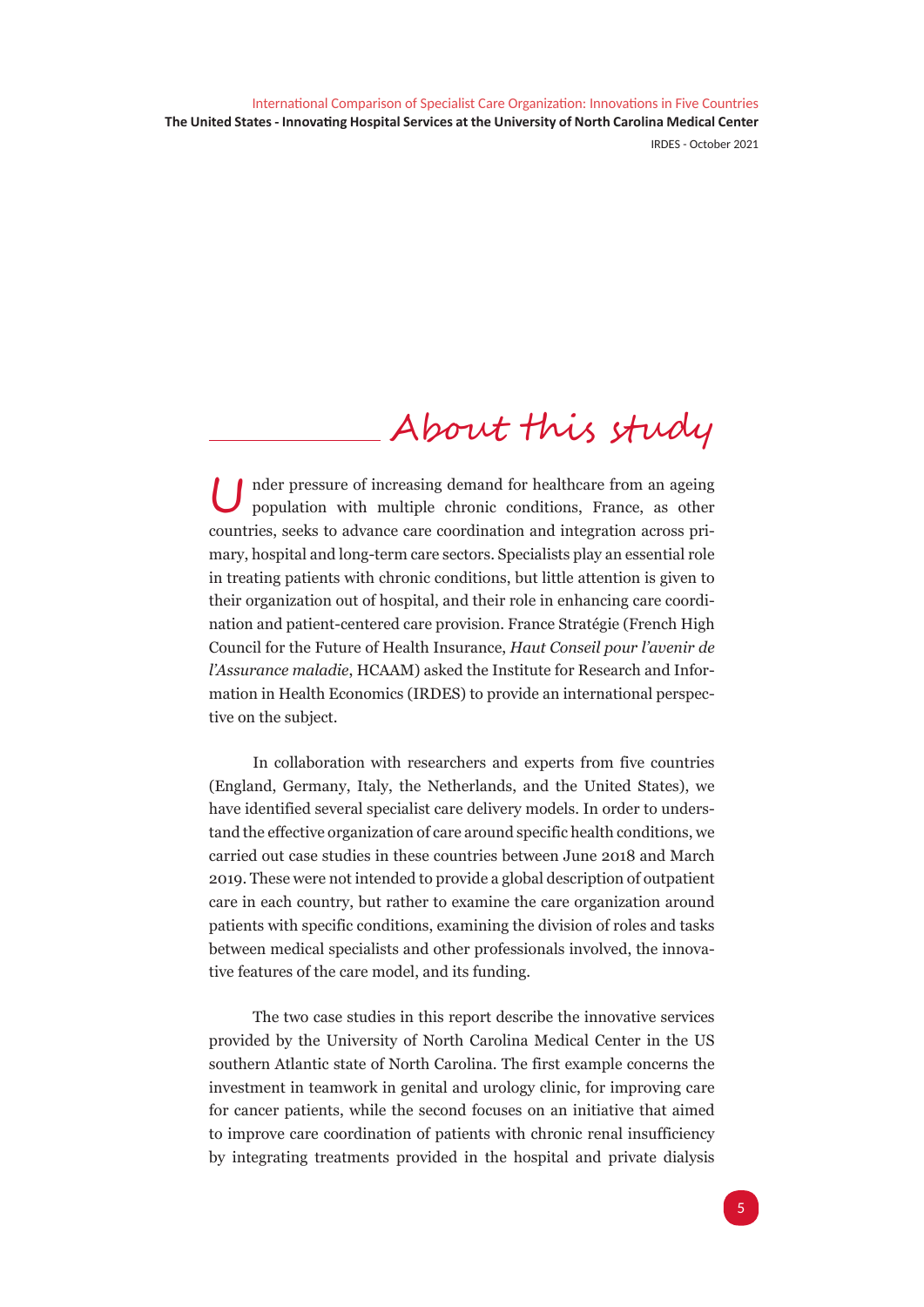## About this study

Under pressure of increasing demand for healthcare from an ageing population with multiple chronic conditions, France, as other countries, seeks to advance care coordination and integration across primary, hospital and long-term care sectors. Specialists play an essential role in treating patients with chronic conditions, but little attention is given to their organization out of hospital, and their role in enhancing care coordination and patient-centered care provision. France Stratégie (French High Council for the Future of Health Insurance, *Haut Conseil pour l'avenir de l'Assurance maladie*, HCAAM) asked the Institute for Research and Information in Health Economics (IRDES) to provide an international perspective on the subject.

In collaboration with researchers and experts from five countries (England, Germany, Italy, the Netherlands, and the United States), we have identified several specialist care delivery models. In order to understand the effective organization of care around specific health conditions, we carried out case studies in these countries between June 2018 and March 2019. These were not intended to provide a global description of outpatient care in each country, but rather to examine the care organization around patients with specific conditions, examining the division of roles and tasks between medical specialists and other professionals involved, the innovative features of the care model, and its funding.

The two case studies in this report describe the innovative services provided by the University of North Carolina Medical Center in the US southern Atlantic state of North Carolina. The first example concerns the investment in teamwork in genital and urology clinic, for improving care for cancer patients, while the second focuses on an initiative that aimed to improve care coordination of patients with chronic renal insufficiency by integrating treatments provided in the hospital and private dialysis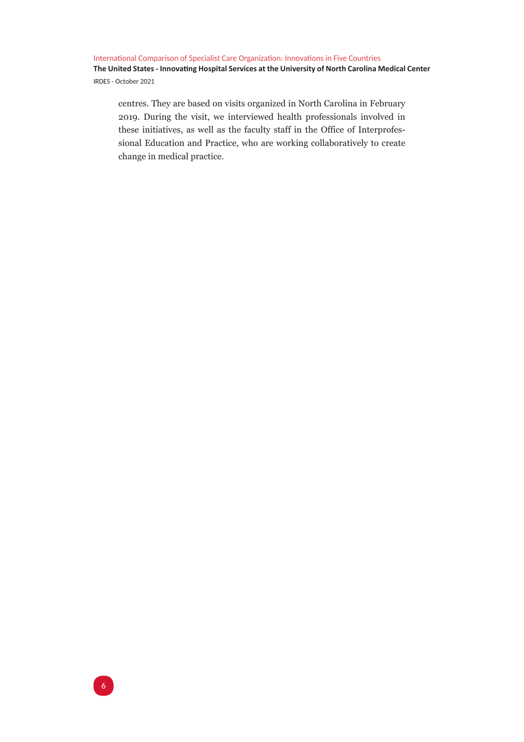centres. They are based on visits organized in North Carolina in February 2019. During the visit, we interviewed health professionals involved in these initiatives, as well as the faculty staff in the Office of Interprofessional Education and Practice, who are working collaboratively to create change in medical practice.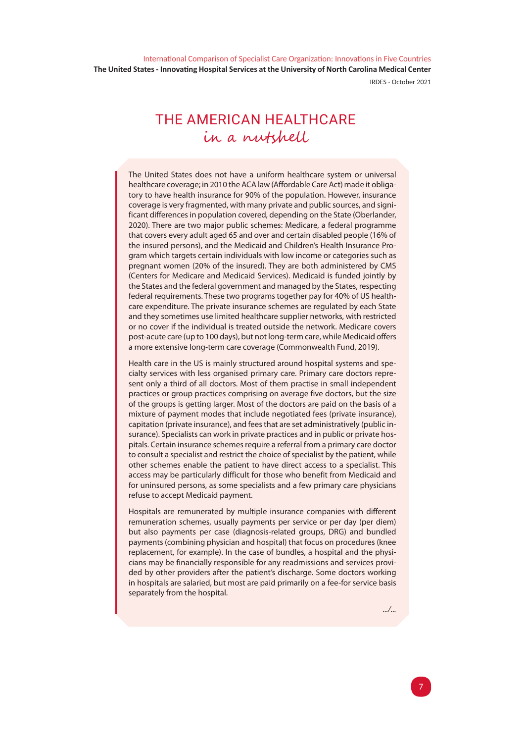# THE AMERICAN HEALTHCARE *in a nutshell*

The United States does not have a uniform healthcare system or universal healthcare coverage; in 2010 the ACA law (Affordable Care Act) made it obligatory to have health insurance for 90% of the population. However, insurance coverage is very fragmented, with many private and public sources, and significant differences in population covered, depending on the State (Oberlander, 2020). There are two major public schemes: Medicare, a federal programme that covers every adult aged 65 and over and certain disabled people (16% of the insured persons), and the Medicaid and Children's Health Insurance Program which targets certain individuals with low income or categories such as pregnant women (20% of the insured). They are both administered by CMS (Centers for Medicare and Medicaid Services). Medicaid is funded jointly by the States and the federal government and managed by the States, respecting federal requirements. These two programs together pay for 40% of US healthcare expenditure. The private insurance schemes are regulated by each State and they sometimes use limited healthcare supplier networks, with restricted or no cover if the individual is treated outside the network. Medicare covers post-acute care (up to 100 days), but not long-term care, while Medicaid offers a more extensive long-term care coverage (Commonwealth Fund, 2019).

Health care in the US is mainly structured around hospital systems and specialty services with less organised primary care. Primary care doctors represent only a third of all doctors. Most of them practise in small independent practices or group practices comprising on average five doctors, but the size of the groups is getting larger. Most of the doctors are paid on the basis of a mixture of payment modes that include negotiated fees (private insurance), capitation (private insurance), and fees that are set administratively (public insurance). Specialists can work in private practices and in public or private hospitals. Certain insurance schemes require a referral from a primary care doctor to consult a specialist and restrict the choice of specialist by the patient, while other schemes enable the patient to have direct access to a specialist. This access may be particularly difficult for those who benefit from Medicaid and for uninsured persons, as some specialists and a few primary care physicians refuse to accept Medicaid payment.

Hospitals are remunerated by multiple insurance companies with different remuneration schemes, usually payments per service or per day (per diem) but also payments per case (diagnosis-related groups, DRG) and bundled payments (combining physician and hospital) that focus on procedures (knee replacement, for example). In the case of bundles, a hospital and the physicians may be financially responsible for any readmissions and services provided by other providers after the patient's discharge. Some doctors working in hospitals are salaried, but most are paid primarily on a fee-for service basis separately from the hospital.

.../...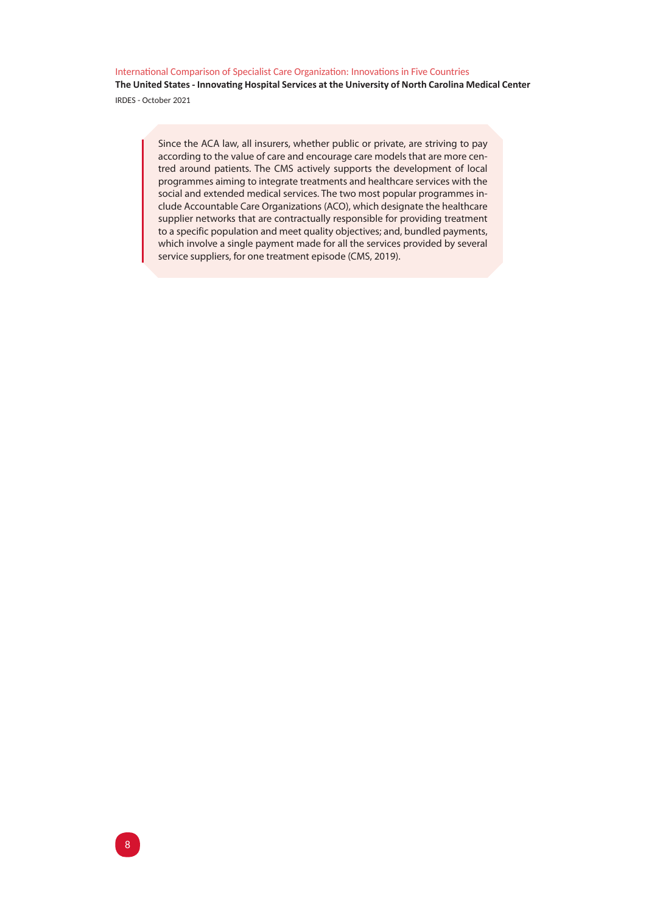> Since the ACA law, all insurers, whether public or private, are striving to pay according to the value of care and encourage care models that are more centred around patients. The CMS actively supports the development of local programmes aiming to integrate treatments and healthcare services with the social and extended medical services. The two most popular programmes include Accountable Care Organizations (ACO), which designate the healthcare supplier networks that are contractually responsible for providing treatment to a specific population and meet quality objectives; and, bundled payments, which involve a single payment made for all the services provided by several service suppliers, for one treatment episode (CMS, 2019).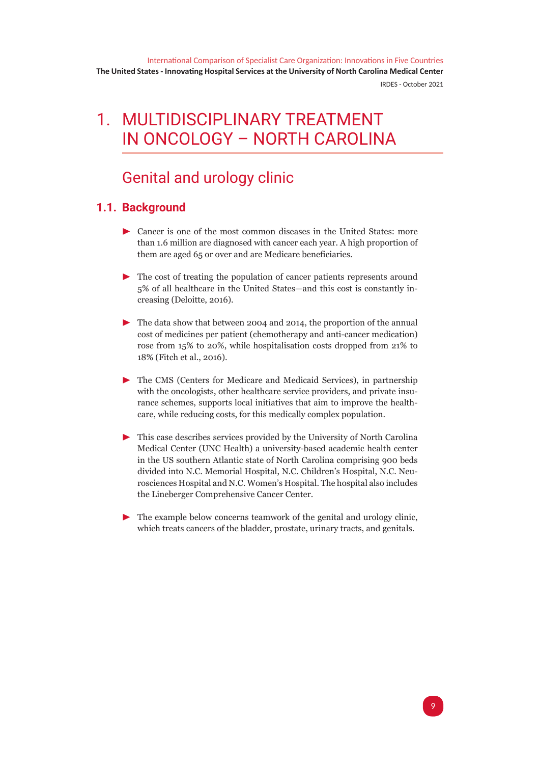# 1. MULTIDISCIPLINARY TREATMENT IN ONCOLOGY – NORTH CAROLINA

## Genital and urology clinic

### 1.1. Background

- Cancer is one of the most common diseases in the United States: more than 1.6 million are diagnosed with cancer each year. A high proportion of them are aged 65 or over and are Medicare beneficiaries.
- The cost of treating the population of cancer patients represents around 5% of all healthcare in the United States—and this cost is constantly increasing (Deloitte, 2016).
- The data show that between 2004 and 2014, the proportion of the annual cost of medicines per patient (chemotherapy and anti-cancer medication) rose from 15% to 20%, while hospitalisation costs dropped from 21% to 18% (Fitch et al., 2016).
- The CMS (Centers for Medicare and Medicaid Services), in partnership with the oncologists, other healthcare service providers, and private insurance schemes, supports local initiatives that aim to improve the healthcare, while reducing costs, for this medically complex population.
- This case describes services provided by the University of North Carolina Medical Center (UNC Health) a university-based academic health center in the US southern Atlantic state of North Carolina comprising 900 beds divided into N.C. Memorial Hospital, N.C. Children's Hospital, N.C. Neurosciences Hospital and N.C. Women's Hospital. The hospital also includes the Lineberger Comprehensive Cancer Center.
- The example below concerns teamwork of the genital and urology clinic, which treats cancers of the bladder, prostate, urinary tracts, and genitals.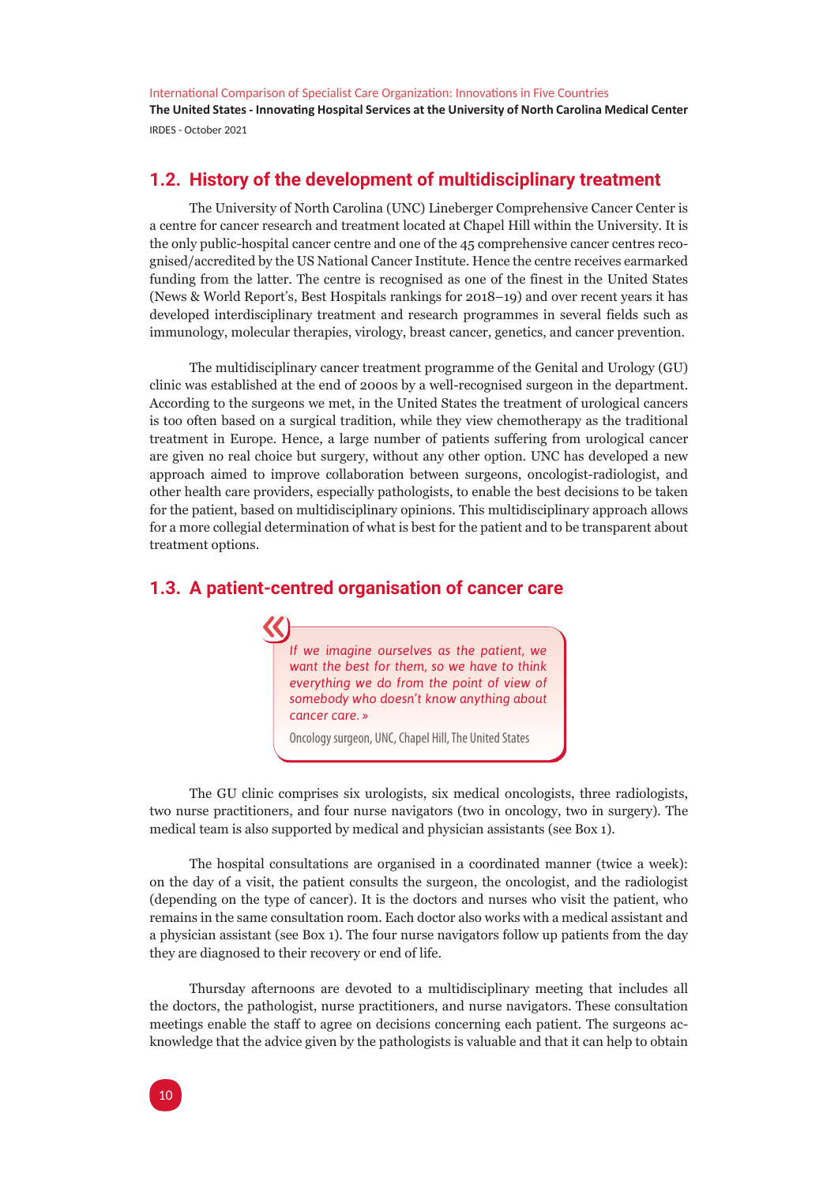## 1.2. History of the development of multidisciplinary treatment

The University of North Carolina (UNC) Lineberger Comprehensive Cancer Center is a centre for cancer research and treatment located at Chapel Hill within the University. It is the only public-hospital cancer centre and one of the 45 comprehensive cancer centres recognised/accredited by the US National Cancer Institute. Hence the centre receives earmarked funding from the latter. The centre is recognised as one of the finest in the United States (News & World Report's, Best Hospitals rankings for 2018–19) and over recent years it has developed interdisciplinary treatment and research programmes in several fields such as immunology, molecular therapies, virology, breast cancer, genetics, and cancer prevention.

The multidisciplinary cancer treatment programme of the Genital and Urology (GU) clinic was established at the end of 2000s by a well-recognised surgeon in the department. According to the surgeons we met, in the United States the treatment of urological cancers is too often based on a surgical tradition, while they view chemotherapy as the traditional treatment in Europe. Hence, a large number of patients suffering from urological cancer are given no real choice but surgery, without any other option. UNC has developed a new approach aimed to improve collaboration between surgeons, oncologist-radiologist, and other health care providers, especially pathologists, to enable the best decisions to be taken for the patient, based on multidisciplinary opinions. This multidisciplinary approach allows for a more collegial determination of what is best for the patient and to be transparent about treatment options.

## 1.3. A patient-centred organisation of cancer care

> « *If we imagine ourselves as the patient, we want the best for them, so we have to think everything we do from the point of view of somebody who doesn't know anything about cancer care.* »
>
> Oncology surgeon, UNC, Chapel Hill, The United States

The GU clinic comprises six urologists, six medical oncologists, three radiologists, two nurse practitioners, and four nurse navigators (two in oncology, two in surgery). The medical team is also supported by medical and physician assistants (see Box 1).

The hospital consultations are organised in a coordinated manner (twice a week): on the day of a visit, the patient consults the surgeon, the oncologist, and the radiologist (depending on the type of cancer). It is the doctors and nurses who visit the patient, who remains in the same consultation room. Each doctor also works with a medical assistant and a physician assistant (see Box 1). The four nurse navigators follow up patients from the day they are diagnosed to their recovery or end of life.

Thursday afternoons are devoted to a multidisciplinary meeting that includes all the doctors, the pathologist, nurse practitioners, and nurse navigators. These consultation meetings enable the staff to agree on decisions concerning each patient. The surgeons acknowledge that the advice given by the pathologists is valuable and that it can help to obtain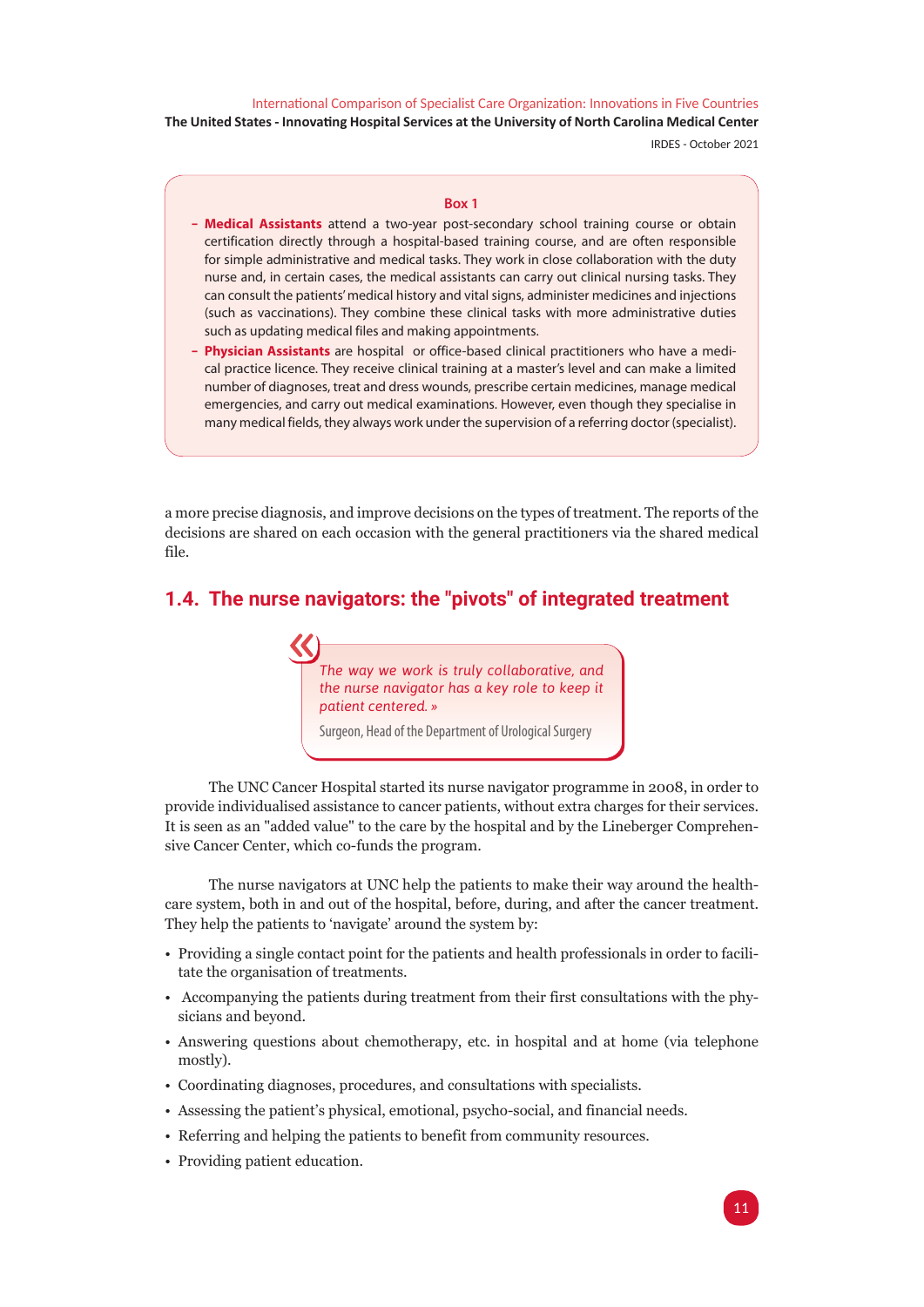**Box 1**

- **Medical Assistants** attend a two-year post-secondary school training course or obtain certification directly through a hospital-based training course, and are often responsible for simple administrative and medical tasks. They work in close collaboration with the duty nurse and, in certain cases, the medical assistants can carry out clinical nursing tasks. They can consult the patients' medical history and vital signs, administer medicines and injections (such as vaccinations). They combine these clinical tasks with more administrative duties such as updating medical files and making appointments.
- **Physician Assistants** are hospital or office-based clinical practitioners who have a medical practice licence. They receive clinical training at a master's level and can make a limited number of diagnoses, treat and dress wounds, prescribe certain medicines, manage medical emergencies, and carry out medical examinations. However, even though they specialise in many medical fields, they always work under the supervision of a referring doctor (specialist).

a more precise diagnosis, and improve decisions on the types of treatment. The reports of the decisions are shared on each occasion with the general practitioners via the shared medical file.

## 1.4. The nurse navigators: the "pivots" of integrated treatment

> « *The way we work is truly collaborative, and the nurse navigator has a key role to keep it patient centered.* »
>
> Surgeon, Head of the Department of Urological Surgery

The UNC Cancer Hospital started its nurse navigator programme in 2008, in order to provide individualised assistance to cancer patients, without extra charges for their services. It is seen as an "added value" to the care by the hospital and by the Lineberger Comprehensive Cancer Center, which co-funds the program.

The nurse navigators at UNC help the patients to make their way around the healthcare system, both in and out of the hospital, before, during, and after the cancer treatment. They help the patients to 'navigate' around the system by:

- Providing a single contact point for the patients and health professionals in order to facilitate the organisation of treatments.
- Accompanying the patients during treatment from their first consultations with the physicians and beyond.
- Answering questions about chemotherapy, etc. in hospital and at home (via telephone mostly).
- Coordinating diagnoses, procedures, and consultations with specialists.
- Assessing the patient's physical, emotional, psycho-social, and financial needs.
- Referring and helping the patients to benefit from community resources.
- Providing patient education.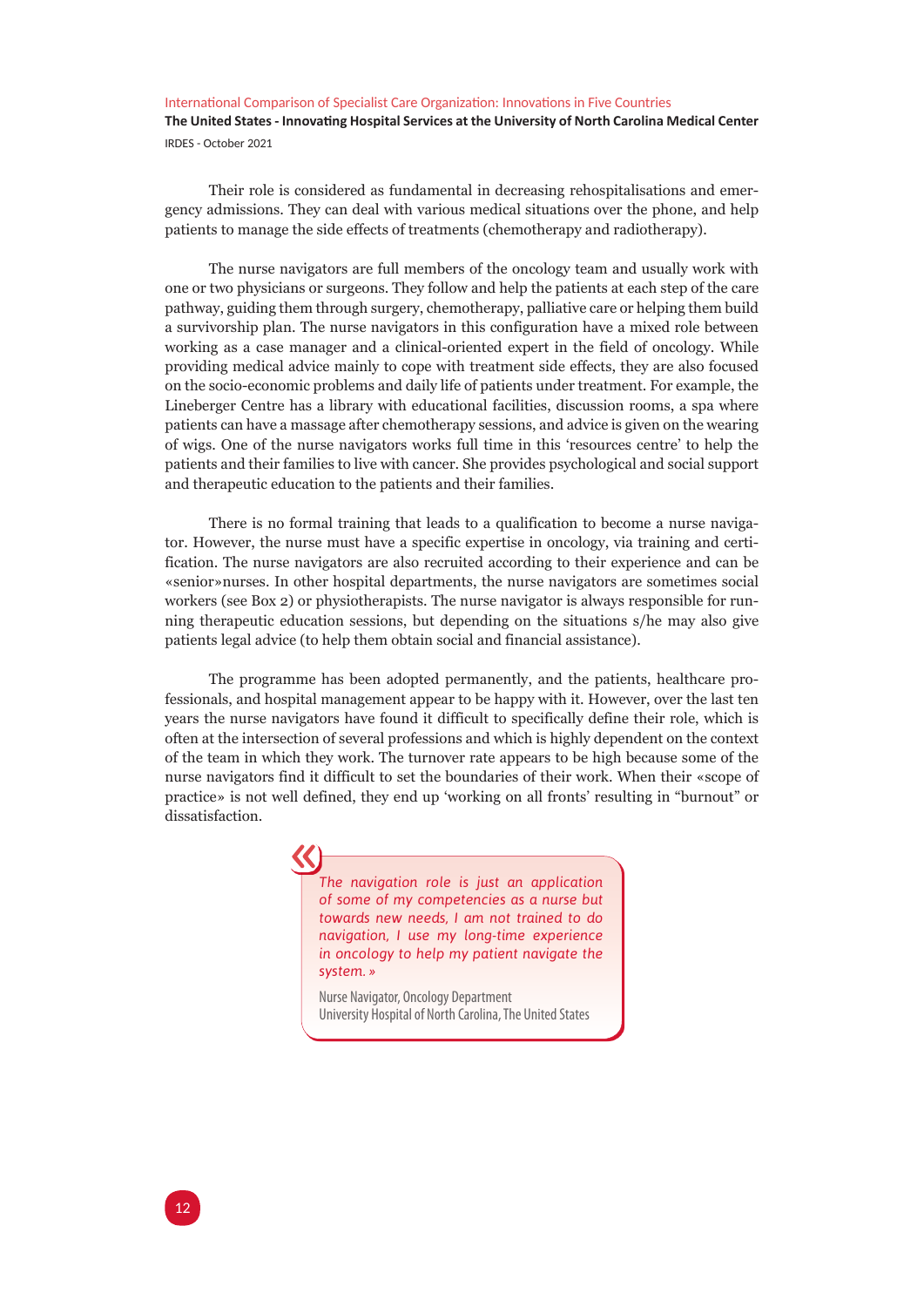Their role is considered as fundamental in decreasing rehospitalisations and emergency admissions. They can deal with various medical situations over the phone, and help patients to manage the side effects of treatments (chemotherapy and radiotherapy).

The nurse navigators are full members of the oncology team and usually work with one or two physicians or surgeons. They follow and help the patients at each step of the care pathway, guiding them through surgery, chemotherapy, palliative care or helping them build a survivorship plan. The nurse navigators in this configuration have a mixed role between working as a case manager and a clinical-oriented expert in the field of oncology. While providing medical advice mainly to cope with treatment side effects, they are also focused on the socio-economic problems and daily life of patients under treatment. For example, the Lineberger Centre has a library with educational facilities, discussion rooms, a spa where patients can have a massage after chemotherapy sessions, and advice is given on the wearing of wigs. One of the nurse navigators works full time in this 'resources centre' to help the patients and their families to live with cancer. She provides psychological and social support and therapeutic education to the patients and their families.

There is no formal training that leads to a qualification to become a nurse navigator. However, the nurse must have a specific expertise in oncology, via training and certification. The nurse navigators are also recruited according to their experience and can be «senior»nurses. In other hospital departments, the nurse navigators are sometimes social workers (see Box 2) or physiotherapists. The nurse navigator is always responsible for running therapeutic education sessions, but depending on the situations s/he may also give patients legal advice (to help them obtain social and financial assistance).

The programme has been adopted permanently, and the patients, healthcare professionals, and hospital management appear to be happy with it. However, over the last ten years the nurse navigators have found it difficult to specifically define their role, which is often at the intersection of several professions and which is highly dependent on the context of the team in which they work. The turnover rate appears to be high because some of the nurse navigators find it difficult to set the boundaries of their work. When their «scope of practice» is not well defined, they end up 'working on all fronts' resulting in "burnout" or dissatisfaction.

> « *The navigation role is just an application of some of my competencies as a nurse but towards new needs, I am not trained to do navigation, I use my long-time experience in oncology to help my patient navigate the system.* »
>
> Nurse Navigator, Oncology Department
> University Hospital of North Carolina, The United States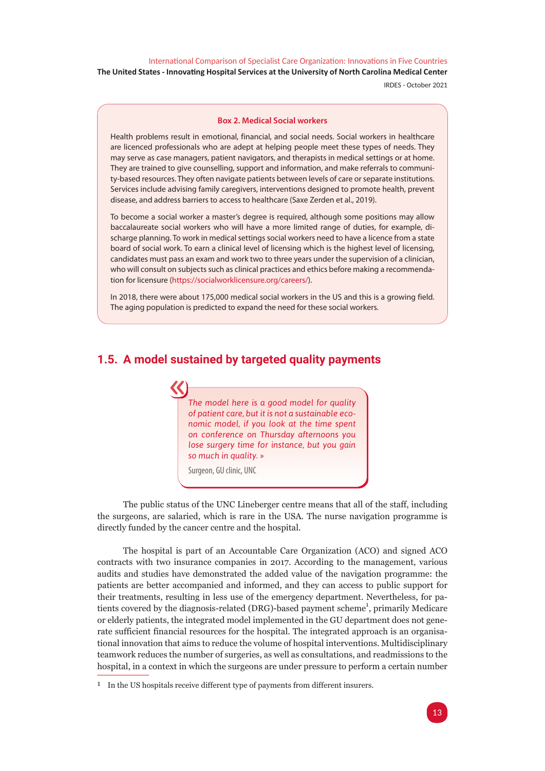**Box 2. Medical Social workers**

Health problems result in emotional, financial, and social needs. Social workers in healthcare are licenced professionals who are adept at helping people meet these types of needs. They may serve as case managers, patient navigators, and therapists in medical settings or at home. They are trained to give counselling, support and information, and make referrals to community-based resources. They often navigate patients between levels of care or separate institutions. Services include advising family caregivers, interventions designed to promote health, prevent disease, and address barriers to access to healthcare (Saxe Zerden et al., 2019).

To become a social worker a master's degree is required, although some positions may allow baccalaureate social workers who will have a more limited range of duties, for example, discharge planning. To work in medical settings social workers need to have a licence from a state board of social work. To earn a clinical level of licensing which is the highest level of licensing, candidates must pass an exam and work two to three years under the supervision of a clinician, who will consult on subjects such as clinical practices and ethics before making a recommendation for licensure (https://socialworklicensure.org/careers/).

In 2018, there were about 175,000 medical social workers in the US and this is a growing field. The aging population is predicted to expand the need for these social workers.

## 1.5. A model sustained by targeted quality payments

> « *The model here is a good model for quality of patient care, but it is not a sustainable economic model, if you look at the time spent on conference on Thursday afternoons you lose surgery time for instance, but you gain so much in quality.* »
>
> Surgeon, GU clinic, UNC

The public status of the UNC Lineberger centre means that all of the staff, including the surgeons, are salaried, which is rare in the USA. The nurse navigation programme is directly funded by the cancer centre and the hospital.

The hospital is part of an Accountable Care Organization (ACO) and signed ACO contracts with two insurance companies in 2017. According to the management, various audits and studies have demonstrated the added value of the navigation programme: the patients are better accompanied and informed, and they can access to public support for their treatments, resulting in less use of the emergency department. Nevertheless, for patients covered by the diagnosis-related (DRG)-based payment scheme[1], primarily Medicare or elderly patients, the integrated model implemented in the GU department does not generate sufficient financial resources for the hospital. The integrated approach is an organisational innovation that aims to reduce the volume of hospital interventions. Multidisciplinary teamwork reduces the number of surgeries, as well as consultations, and readmissions to the hospital, in a context in which the surgeons are under pressure to perform a certain number

[1] In the US hospitals receive different type of payments from different insurers.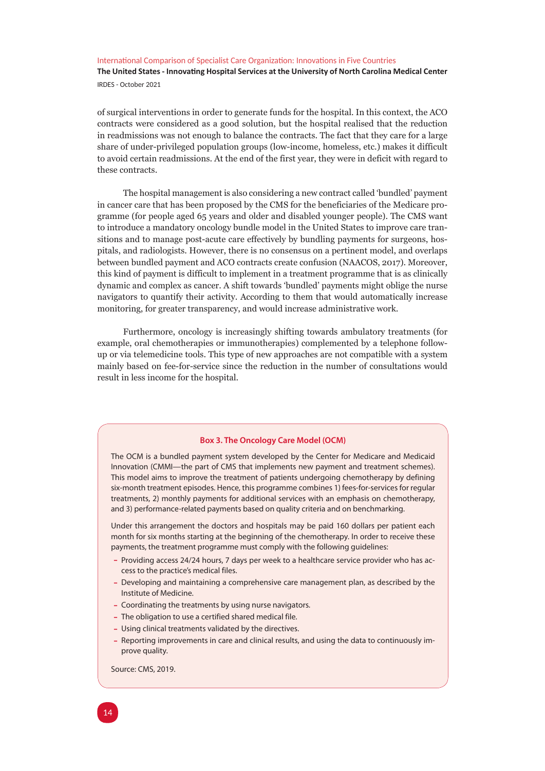of surgical interventions in order to generate funds for the hospital. In this context, the ACO contracts were considered as a good solution, but the hospital realised that the reduction in readmissions was not enough to balance the contracts. The fact that they care for a large share of under-privileged population groups (low-income, homeless, etc.) makes it difficult to avoid certain readmissions. At the end of the first year, they were in deficit with regard to these contracts.

The hospital management is also considering a new contract called 'bundled' payment in cancer care that has been proposed by the CMS for the beneficiaries of the Medicare programme (for people aged 65 years and older and disabled younger people). The CMS want to introduce a mandatory oncology bundle model in the United States to improve care transitions and to manage post-acute care effectively by bundling payments for surgeons, hospitals, and radiologists. However, there is no consensus on a pertinent model, and overlaps between bundled payment and ACO contracts create confusion (NAACOS, 2017). Moreover, this kind of payment is difficult to implement in a treatment programme that is as clinically dynamic and complex as cancer. A shift towards 'bundled' payments might oblige the nurse navigators to quantify their activity. According to them that would automatically increase monitoring, for greater transparency, and would increase administrative work.

Furthermore, oncology is increasingly shifting towards ambulatory treatments (for example, oral chemotherapies or immunotherapies) complemented by a telephone follow-up or via telemedicine tools. This type of new approaches are not compatible with a system mainly based on fee-for-service since the reduction in the number of consultations would result in less income for the hospital.

**Box 3. The Oncology Care Model (OCM)**

The OCM is a bundled payment system developed by the Center for Medicare and Medicaid Innovation (CMMI—the part of CMS that implements new payment and treatment schemes). This model aims to improve the treatment of patients undergoing chemotherapy by defining six-month treatment episodes. Hence, this programme combines 1) fees-for-services for regular treatments, 2) monthly payments for additional services with an emphasis on chemotherapy, and 3) performance-related payments based on quality criteria and on benchmarking.

Under this arrangement the doctors and hospitals may be paid 160 dollars per patient each month for six months starting at the beginning of the chemotherapy. In order to receive these payments, the treatment programme must comply with the following guidelines:

- Providing access 24/24 hours, 7 days per week to a healthcare service provider who has access to the practice's medical files.
- Developing and maintaining a comprehensive care management plan, as described by the Institute of Medicine.
- Coordinating the treatments by using nurse navigators.
- The obligation to use a certified shared medical file.
- Using clinical treatments validated by the directives.
- Reporting improvements in care and clinical results, and using the data to continuously improve quality.

Source: CMS, 2019.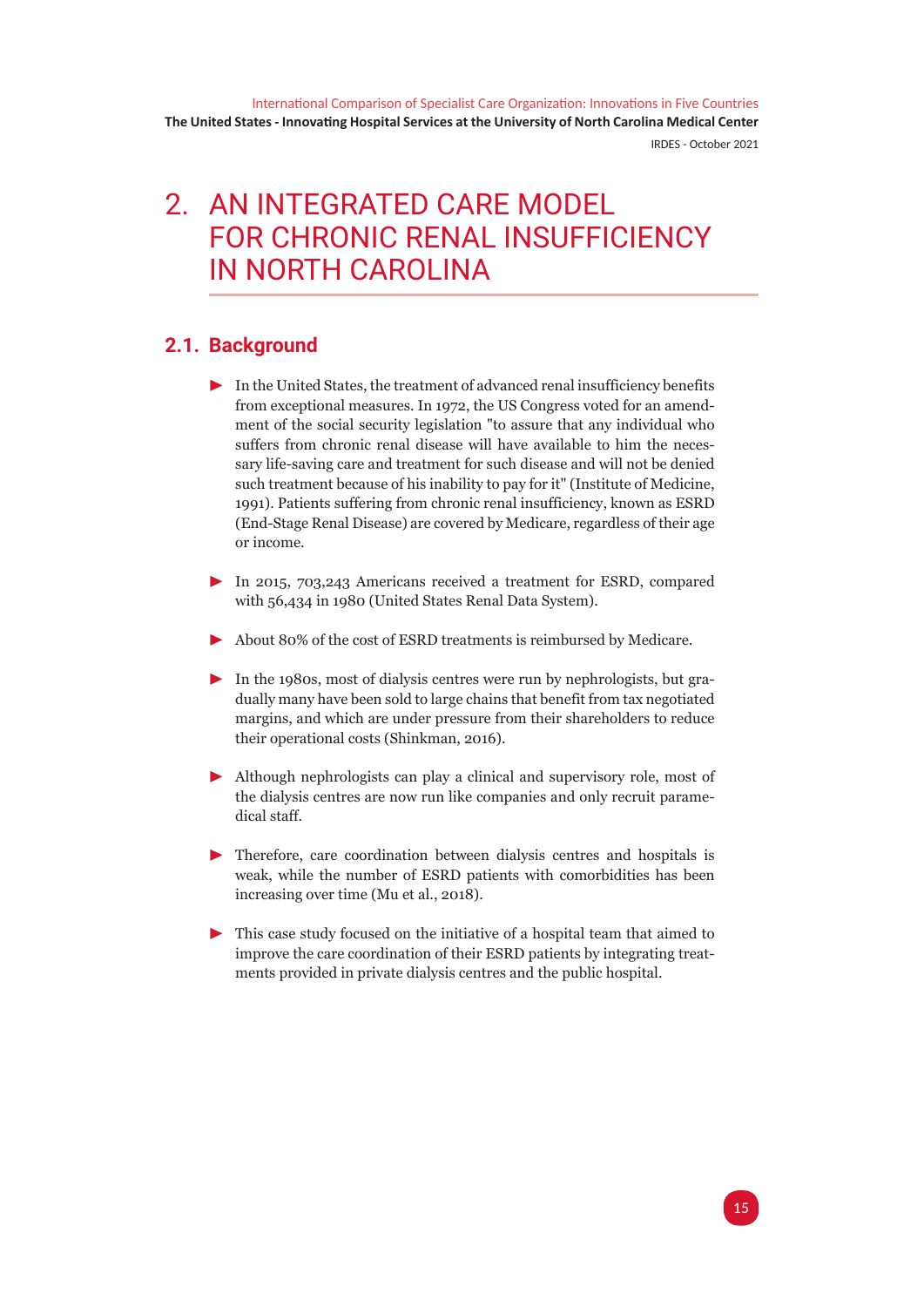# 2. AN INTEGRATED CARE MODEL FOR CHRONIC RENAL INSUFFICIENCY IN NORTH CAROLINA

## 2.1. Background

- In the United States, the treatment of advanced renal insufficiency benefits from exceptional measures. In 1972, the US Congress voted for an amendment of the social security legislation "to assure that any individual who suffers from chronic renal disease will have available to him the necessary life-saving care and treatment for such disease and will not be denied such treatment because of his inability to pay for it" (Institute of Medicine, 1991). Patients suffering from chronic renal insufficiency, known as ESRD (End-Stage Renal Disease) are covered by Medicare, regardless of their age or income.

- In 2015, 703,243 Americans received a treatment for ESRD, compared with 56,434 in 1980 (United States Renal Data System).

- About 80% of the cost of ESRD treatments is reimbursed by Medicare.

- In the 1980s, most of dialysis centres were run by nephrologists, but gradually many have been sold to large chains that benefit from tax negotiated margins, and which are under pressure from their shareholders to reduce their operational costs (Shinkman, 2016).

- Although nephrologists can play a clinical and supervisory role, most of the dialysis centres are now run like companies and only recruit paramedical staff.

- Therefore, care coordination between dialysis centres and hospitals is weak, while the number of ESRD patients with comorbidities has been increasing over time (Mu et al., 2018).

- This case study focused on the initiative of a hospital team that aimed to improve the care coordination of their ESRD patients by integrating treatments provided in private dialysis centres and the public hospital.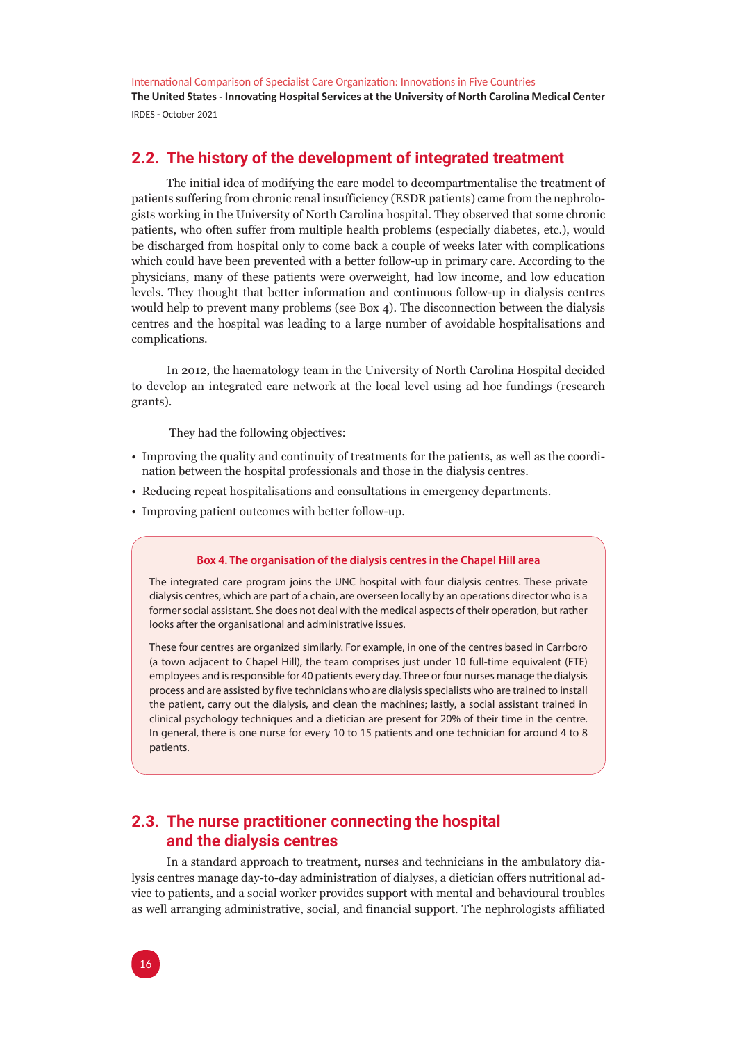## 2.2. The history of the development of integrated treatment

The initial idea of modifying the care model to decompartmentalise the treatment of patients suffering from chronic renal insufficiency (ESDR patients) came from the nephrologists working in the University of North Carolina hospital. They observed that some chronic patients, who often suffer from multiple health problems (especially diabetes, etc.), would be discharged from hospital only to come back a couple of weeks later with complications which could have been prevented with a better follow-up in primary care. According to the physicians, many of these patients were overweight, had low income, and low education levels. They thought that better information and continuous follow-up in dialysis centres would help to prevent many problems (see Box 4). The disconnection between the dialysis centres and the hospital was leading to a large number of avoidable hospitalisations and complications.

In 2012, the haematology team in the University of North Carolina Hospital decided to develop an integrated care network at the local level using ad hoc fundings (research grants).

They had the following objectives:

- Improving the quality and continuity of treatments for the patients, as well as the coordination between the hospital professionals and those in the dialysis centres.
- Reducing repeat hospitalisations and consultations in emergency departments.
- Improving patient outcomes with better follow-up.

**Box 4. The organisation of the dialysis centres in the Chapel Hill area**

The integrated care program joins the UNC hospital with four dialysis centres. These private dialysis centres, which are part of a chain, are overseen locally by an operations director who is a former social assistant. She does not deal with the medical aspects of their operation, but rather looks after the organisational and administrative issues.

These four centres are organized similarly. For example, in one of the centres based in Carrboro (a town adjacent to Chapel Hill), the team comprises just under 10 full-time equivalent (FTE) employees and is responsible for 40 patients every day. Three or four nurses manage the dialysis process and are assisted by five technicians who are dialysis specialists who are trained to install the patient, carry out the dialysis, and clean the machines; lastly, a social assistant trained in clinical psychology techniques and a dietician are present for 20% of their time in the centre. In general, there is one nurse for every 10 to 15 patients and one technician for around 4 to 8 patients.

## 2.3. The nurse practitioner connecting the hospital and the dialysis centres

In a standard approach to treatment, nurses and technicians in the ambulatory dialysis centres manage day-to-day administration of dialyses, a dietician offers nutritional advice to patients, and a social worker provides support with mental and behavioural troubles as well arranging administrative, social, and financial support. The nephrologists affiliated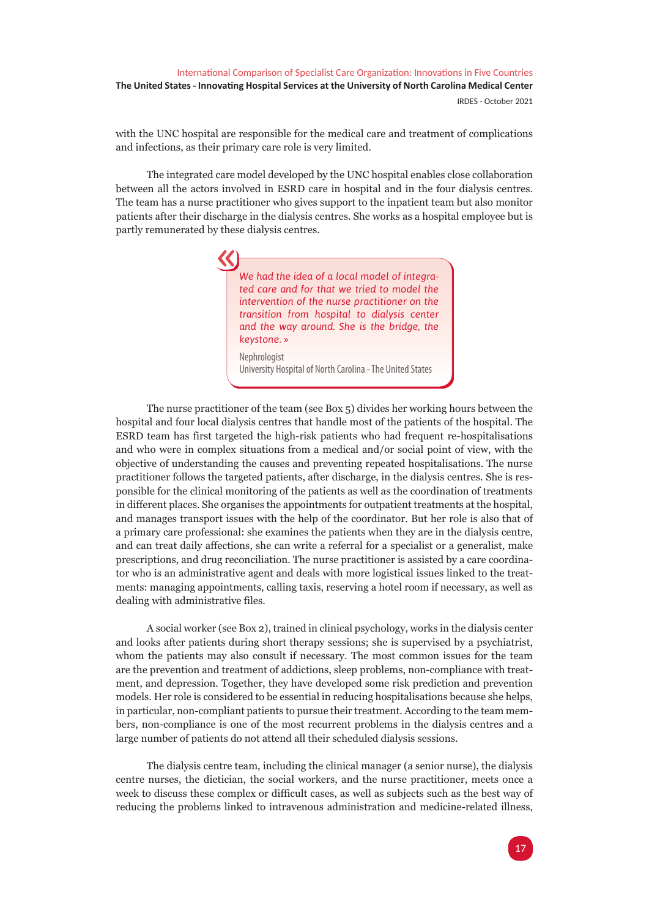with the UNC hospital are responsible for the medical care and treatment of complications and infections, as their primary care role is very limited.

The integrated care model developed by the UNC hospital enables close collaboration between all the actors involved in ESRD care in hospital and in the four dialysis centres. The team has a nurse practitioner who gives support to the inpatient team but also monitor patients after their discharge in the dialysis centres. She works as a hospital employee but is partly remunerated by these dialysis centres.

> « *We had the idea of a local model of integrated care and for that we tried to model the intervention of the nurse practitioner on the transition from hospital to dialysis center and the way around. She is the bridge, the keystone.* »
>
> Nephrologist
> University Hospital of North Carolina - The United States

The nurse practitioner of the team (see Box 5) divides her working hours between the hospital and four local dialysis centres that handle most of the patients of the hospital. The ESRD team has first targeted the high-risk patients who had frequent re-hospitalisations and who were in complex situations from a medical and/or social point of view, with the objective of understanding the causes and preventing repeated hospitalisations. The nurse practitioner follows the targeted patients, after discharge, in the dialysis centres. She is responsible for the clinical monitoring of the patients as well as the coordination of treatments in different places. She organises the appointments for outpatient treatments at the hospital, and manages transport issues with the help of the coordinator. But her role is also that of a primary care professional: she examines the patients when they are in the dialysis centre, and can treat daily affections, she can write a referral for a specialist or a generalist, make prescriptions, and drug reconciliation. The nurse practitioner is assisted by a care coordinator who is an administrative agent and deals with more logistical issues linked to the treatments: managing appointments, calling taxis, reserving a hotel room if necessary, as well as dealing with administrative files.

A social worker (see Box 2), trained in clinical psychology, works in the dialysis center and looks after patients during short therapy sessions; she is supervised by a psychiatrist, whom the patients may also consult if necessary. The most common issues for the team are the prevention and treatment of addictions, sleep problems, non-compliance with treatment, and depression. Together, they have developed some risk prediction and prevention models. Her role is considered to be essential in reducing hospitalisations because she helps, in particular, non-compliant patients to pursue their treatment. According to the team members, non-compliance is one of the most recurrent problems in the dialysis centres and a large number of patients do not attend all their scheduled dialysis sessions.

The dialysis centre team, including the clinical manager (a senior nurse), the dialysis centre nurses, the dietician, the social workers, and the nurse practitioner, meets once a week to discuss these complex or difficult cases, as well as subjects such as the best way of reducing the problems linked to intravenous administration and medicine-related illness,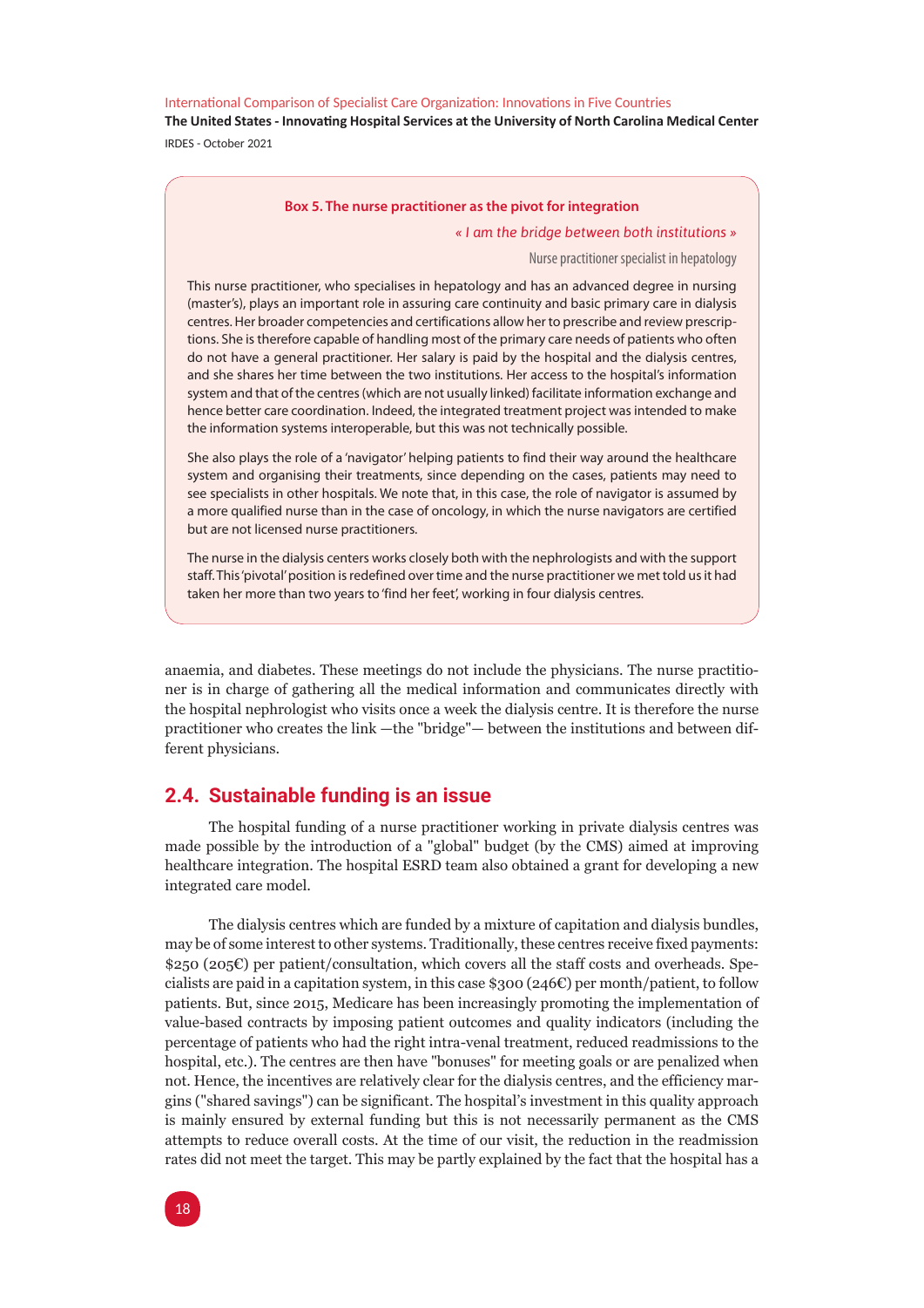**Box 5. The nurse practitioner as the pivot for integration**

*« I am the bridge between both institutions »*

Nurse practitioner specialist in hepatology

This nurse practitioner, who specialises in hepatology and has an advanced degree in nursing (master's), plays an important role in assuring care continuity and basic primary care in dialysis centres. Her broader competencies and certifications allow her to prescribe and review prescriptions. She is therefore capable of handling most of the primary care needs of patients who often do not have a general practitioner. Her salary is paid by the hospital and the dialysis centres, and she shares her time between the two institutions. Her access to the hospital's information system and that of the centres (which are not usually linked) facilitate information exchange and hence better care coordination. Indeed, the integrated treatment project was intended to make the information systems interoperable, but this was not technically possible.

She also plays the role of a 'navigator' helping patients to find their way around the healthcare system and organising their treatments, since depending on the cases, patients may need to see specialists in other hospitals. We note that, in this case, the role of navigator is assumed by a more qualified nurse than in the case of oncology, in which the nurse navigators are certified but are not licensed nurse practitioners.

The nurse in the dialysis centers works closely both with the nephrologists and with the support staff. This 'pivotal' position is redefined over time and the nurse practitioner we met told us it had taken her more than two years to 'find her feet', working in four dialysis centres.

anaemia, and diabetes. These meetings do not include the physicians. The nurse practitioner is in charge of gathering all the medical information and communicates directly with the hospital nephrologist who visits once a week the dialysis centre. It is therefore the nurse practitioner who creates the link —the "bridge"— between the institutions and between different physicians.

## 2.4. Sustainable funding is an issue

The hospital funding of a nurse practitioner working in private dialysis centres was made possible by the introduction of a "global" budget (by the CMS) aimed at improving healthcare integration. The hospital ESRD team also obtained a grant for developing a new integrated care model.

The dialysis centres which are funded by a mixture of capitation and dialysis bundles, may be of some interest to other systems. Traditionally, these centres receive fixed payments: \$250 (205€) per patient/consultation, which covers all the staff costs and overheads. Specialists are paid in a capitation system, in this case \$300 (246€) per month/patient, to follow patients. But, since 2015, Medicare has been increasingly promoting the implementation of value-based contracts by imposing patient outcomes and quality indicators (including the percentage of patients who had the right intra-venal treatment, reduced readmissions to the hospital, etc.). The centres are then have "bonuses" for meeting goals or are penalized when not. Hence, the incentives are relatively clear for the dialysis centres, and the efficiency margins ("shared savings") can be significant. The hospital's investment in this quality approach is mainly ensured by external funding but this is not necessarily permanent as the CMS attempts to reduce overall costs. At the time of our visit, the reduction in the readmission rates did not meet the target. This may be partly explained by the fact that the hospital has a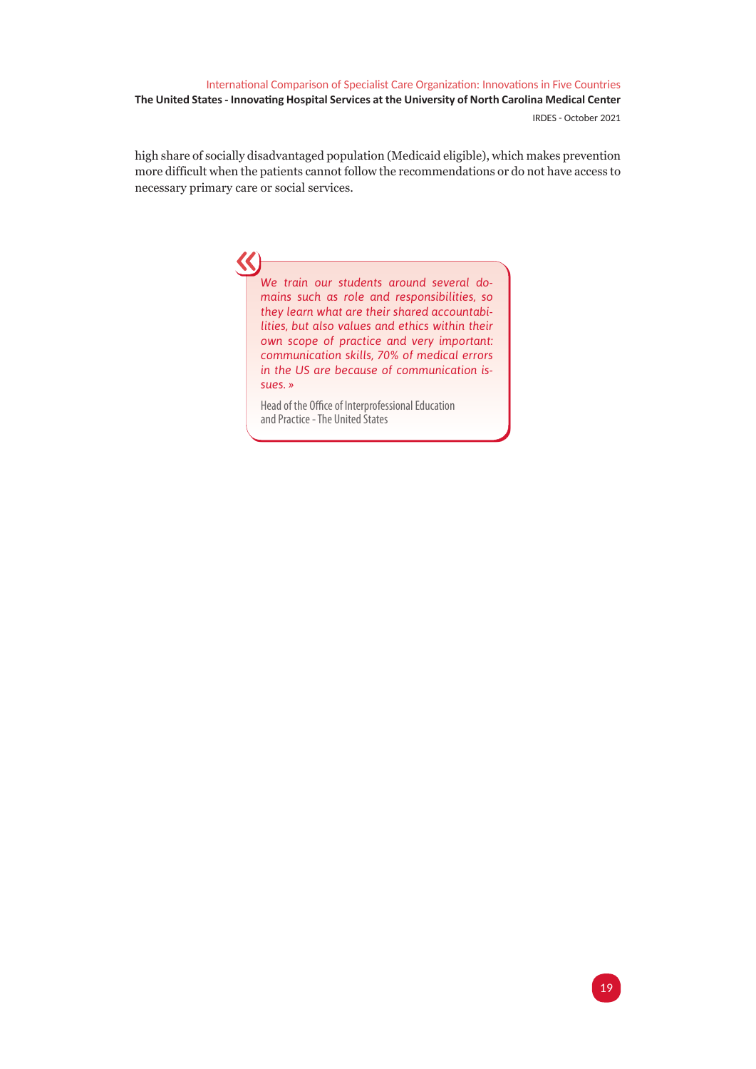high share of socially disadvantaged population (Medicaid eligible), which makes prevention more difficult when the patients cannot follow the recommendations or do not have access to necessary primary care or social services.

> « *We train our students around several domains such as role and responsibilities, so they learn what are their shared accountabilities, but also values and ethics within their own scope of practice and very important: communication skills, 70% of medical errors in the US are because of communication issues.* »
>
> Head of the Office of Interprofessional Education and Practice - The United States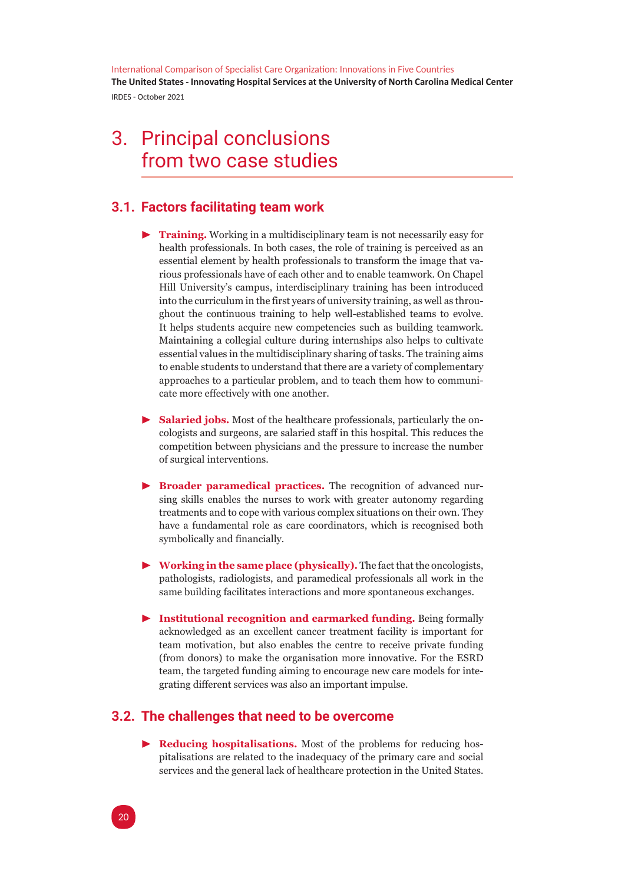# 3. Principal conclusions from two case studies

## 3.1. Factors facilitating team work

- **Training.** Working in a multidisciplinary team is not necessarily easy for health professionals. In both cases, the role of training is perceived as an essential element by health professionals to transform the image that various professionals have of each other and to enable teamwork. On Chapel Hill University's campus, interdisciplinary training has been introduced into the curriculum in the first years of university training, as well as throughout the continuous training to help well-established teams to evolve. It helps students acquire new competencies such as building teamwork. Maintaining a collegial culture during internships also helps to cultivate essential values in the multidisciplinary sharing of tasks. The training aims to enable students to understand that there are a variety of complementary approaches to a particular problem, and to teach them how to communicate more effectively with one another.

- **Salaried jobs.** Most of the healthcare professionals, particularly the oncologists and surgeons, are salaried staff in this hospital. This reduces the competition between physicians and the pressure to increase the number of surgical interventions.

- **Broader paramedical practices.** The recognition of advanced nursing skills enables the nurses to work with greater autonomy regarding treatments and to cope with various complex situations on their own. They have a fundamental role as care coordinators, which is recognised both symbolically and financially.

- **Working in the same place (physically).** The fact that the oncologists, pathologists, radiologists, and paramedical professionals all work in the same building facilitates interactions and more spontaneous exchanges.

- **Institutional recognition and earmarked funding.** Being formally acknowledged as an excellent cancer treatment facility is important for team motivation, but also enables the centre to receive private funding (from donors) to make the organisation more innovative. For the ESRD team, the targeted funding aiming to encourage new care models for integrating different services was also an important impulse.

## 3.2. The challenges that need to be overcome

- **Reducing hospitalisations.** Most of the problems for reducing hospitalisations are related to the inadequacy of the primary care and social services and the general lack of healthcare protection in the United States.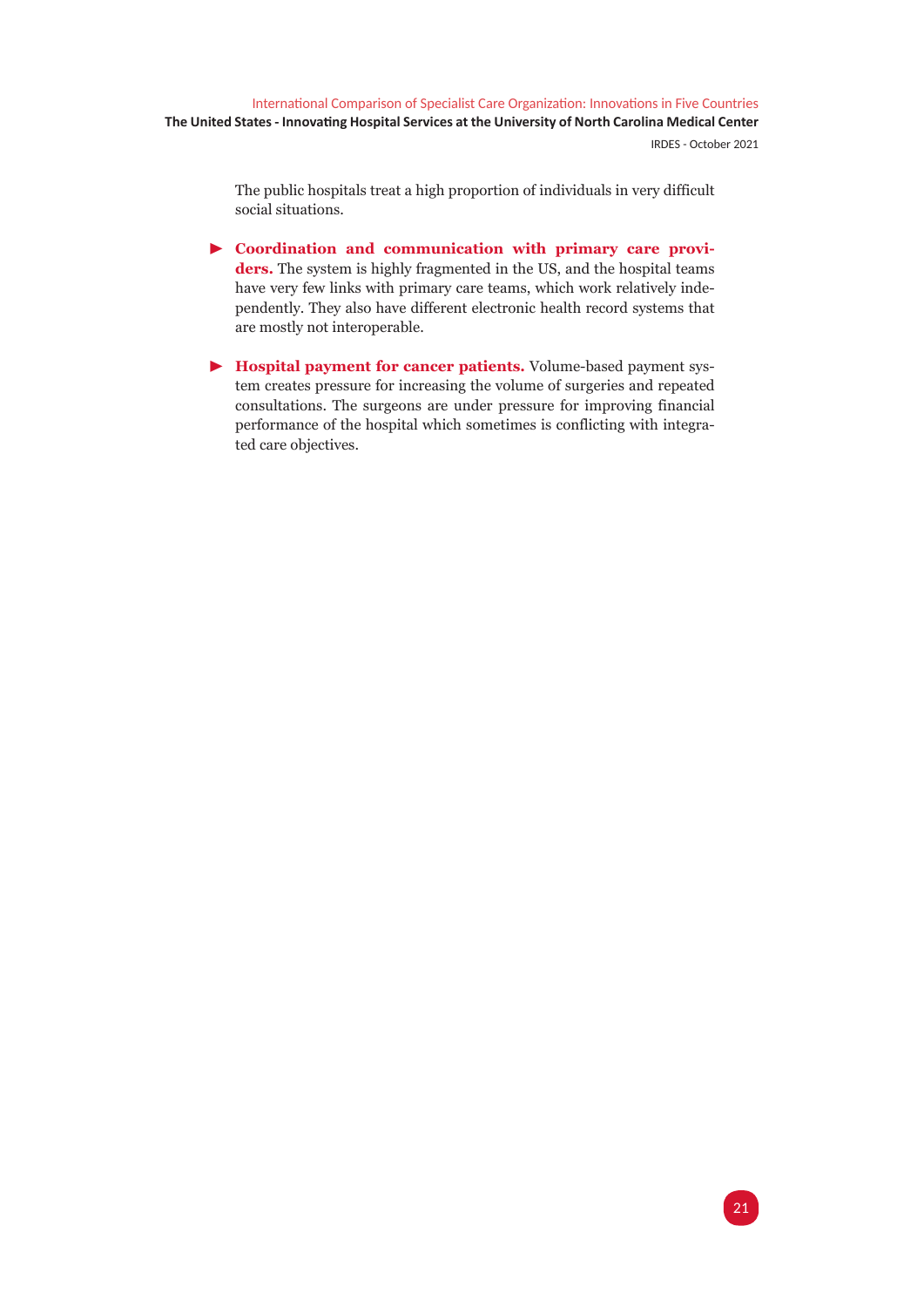The public hospitals treat a high proportion of individuals in very difficult social situations.

- **Coordination and communication with primary care providers.** The system is highly fragmented in the US, and the hospital teams have very few links with primary care teams, which work relatively independently. They also have different electronic health record systems that are mostly not interoperable.

- **Hospital payment for cancer patients.** Volume-based payment system creates pressure for increasing the volume of surgeries and repeated consultations. The surgeons are under pressure for improving financial performance of the hospital which sometimes is conflicting with integrated care objectives.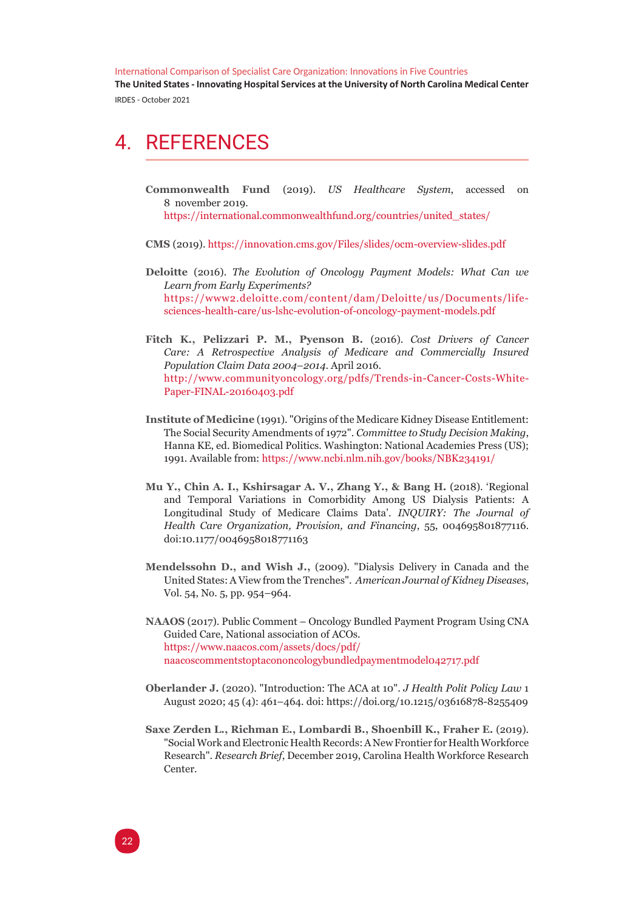# 4. REFERENCES

**Commonwealth Fund** (2019). *US Healthcare System*, accessed on 8 november 2019. https://international.commonwealthfund.org/countries/united_states/

**CMS** (2019). https://innovation.cms.gov/Files/slides/ocm-overview-slides.pdf

**Deloitte** (2016). *The Evolution of Oncology Payment Models: What Can we Learn from Early Experiments?* https://www2.deloitte.com/content/dam/Deloitte/us/Documents/life-sciences-health-care/us-lshc-evolution-of-oncology-payment-models.pdf

**Fitch K., Pelizzari P. M., Pyenson B.** (2016). *Cost Drivers of Cancer Care: A Retrospective Analysis of Medicare and Commercially Insured Population Claim Data 2004–2014*. April 2016. http://www.communityoncology.org/pdfs/Trends-in-Cancer-Costs-White-Paper-FINAL-20160403.pdf

**Institute of Medicine** (1991). "Origins of the Medicare Kidney Disease Entitlement: The Social Security Amendments of 1972". *Committee to Study Decision Making*, Hanna KE, ed. Biomedical Politics. Washington: National Academies Press (US); 1991. Available from: https://www.ncbi.nlm.nih.gov/books/NBK234191/

**Mu Y., Chin A. I., Kshirsagar A. V., Zhang Y., & Bang H.** (2018). 'Regional and Temporal Variations in Comorbidity Among US Dialysis Patients: A Longitudinal Study of Medicare Claims Data'. *INQUIRY: The Journal of Health Care Organization, Provision, and Financing*, 55, 004695801877116. doi:10.1177/0046958018771163

**Mendelssohn D., and Wish J.**, (2009). "Dialysis Delivery in Canada and the United States: A View from the Trenches". *American Journal of Kidney Diseases*, Vol. 54, No. 5, pp. 954–964.

**NAAOS** (2017). Public Comment – Oncology Bundled Payment Program Using CNA Guided Care, National association of ACOs. https://www.naacos.com/assets/docs/pdf/naacoscommentstoptacononcologybundledpaymentmodel042717.pdf

**Oberlander J.** (2020). "Introduction: The ACA at 10". *J Health Polit Policy Law* 1 August 2020; 45 (4): 461–464. doi: https://doi.org/10.1215/03616878-8255409

**Saxe Zerden L., Richman E., Lombardi B., Shoenbill K., Fraher E.** (2019). "Social Work and Electronic Health Records: A New Frontier for Health Workforce Research". *Research Brief*, December 2019, Carolina Health Workforce Research Center.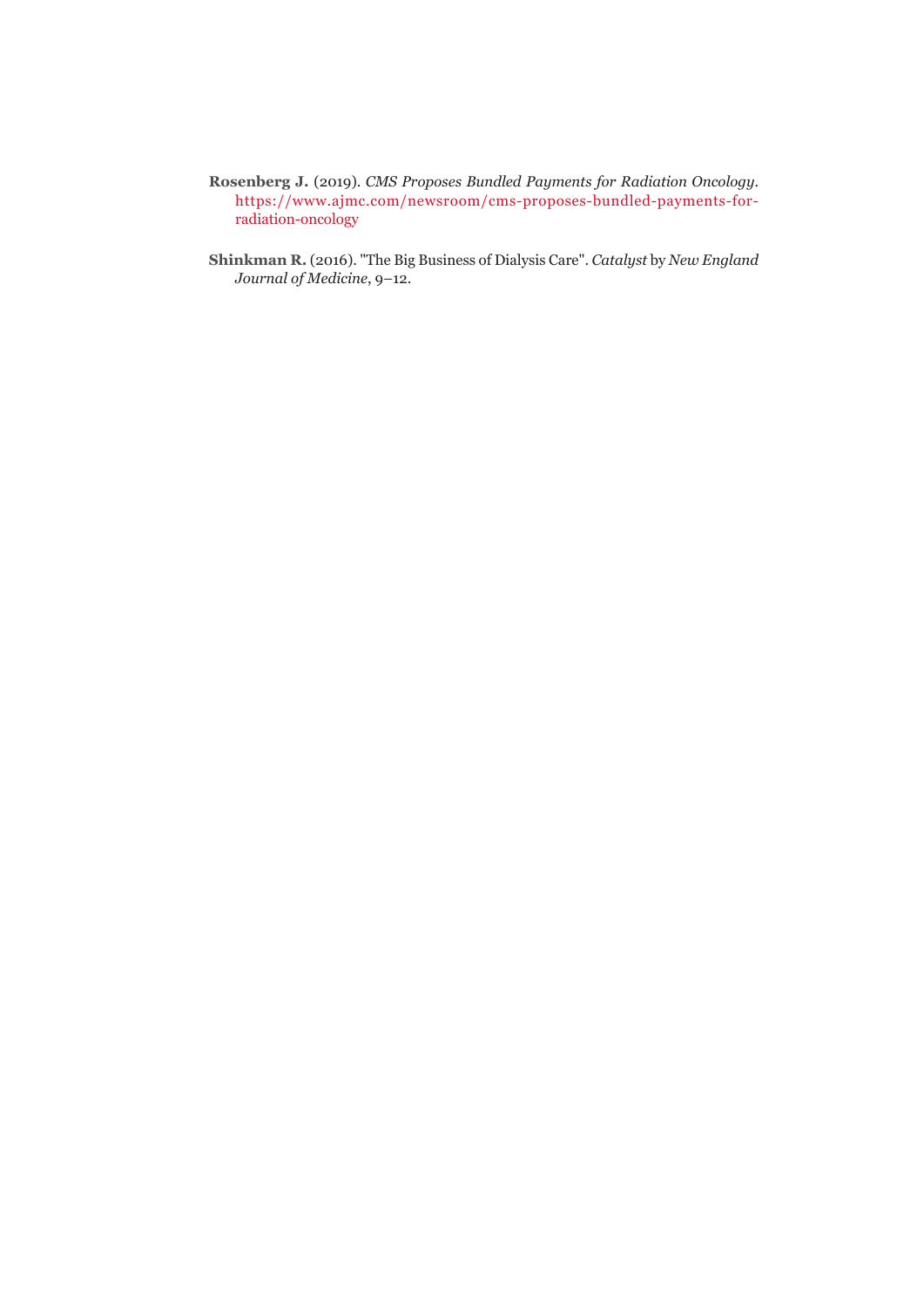**Rosenberg J.** (2019). *CMS Proposes Bundled Payments for Radiation Oncology*. https://www.ajmc.com/newsroom/cms-proposes-bundled-payments-for-radiation-oncology

**Shinkman R.** (2016). "The Big Business of Dialysis Care". *Catalyst* by *New England Journal of Medicine*, 9–12.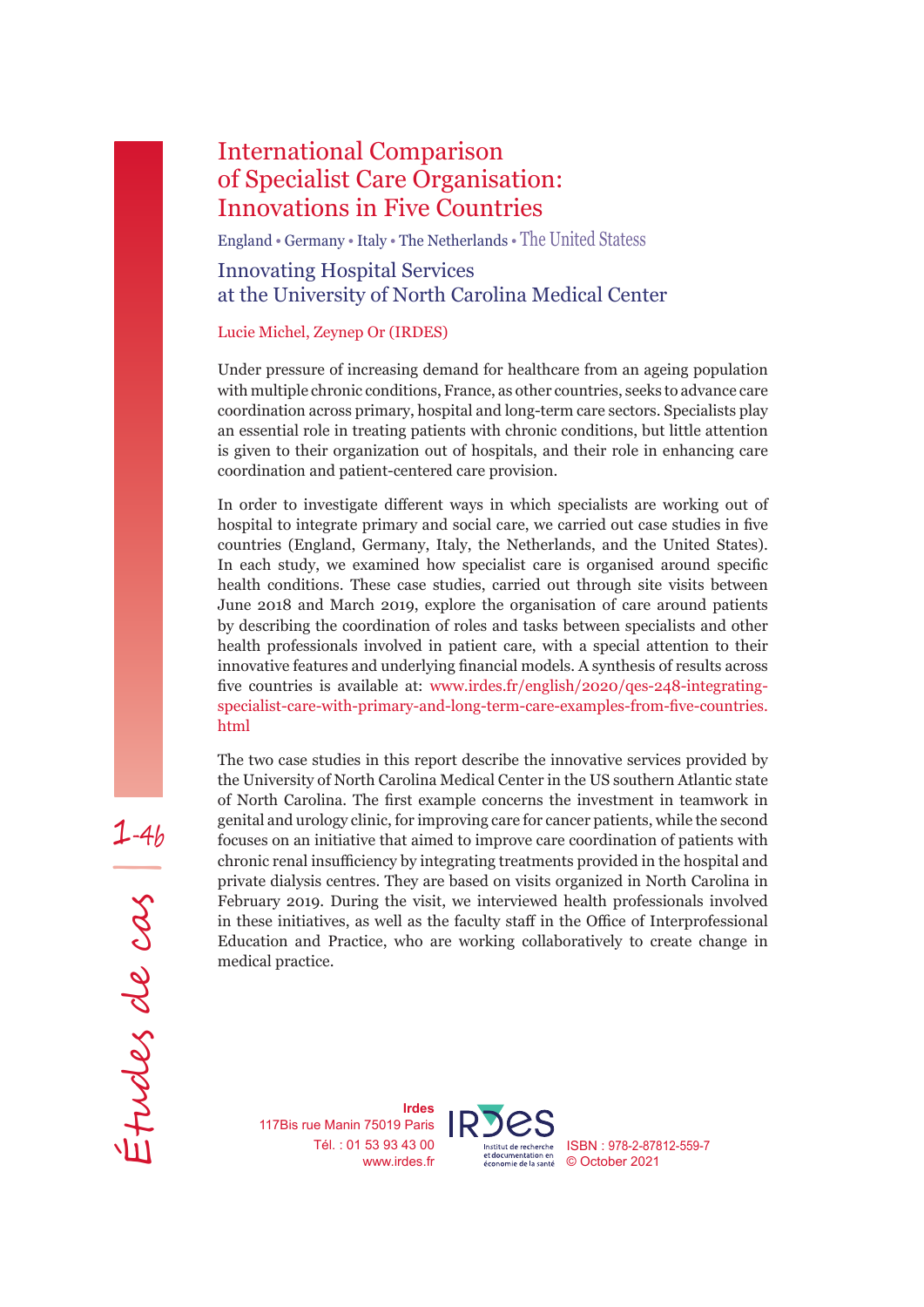# International Comparison of Specialist Care Organisation: Innovations in Five Countries

England • Germany • Italy • The Netherlands • The United Statess

## Innovating Hospital Services at the University of North Carolina Medical Center

Lucie Michel, Zeynep Or (IRDES)

Under pressure of increasing demand for healthcare from an ageing population with multiple chronic conditions, France, as other countries, seeks to advance care coordination across primary, hospital and long-term care sectors. Specialists play an essential role in treating patients with chronic conditions, but little attention is given to their organization out of hospitals, and their role in enhancing care coordination and patient-centered care provision.

In order to investigate different ways in which specialists are working out of hospital to integrate primary and social care, we carried out case studies in five countries (England, Germany, Italy, the Netherlands, and the United States). In each study, we examined how specialist care is organised around specific health conditions. These case studies, carried out through site visits between June 2018 and March 2019, explore the organisation of care around patients by describing the coordination of roles and tasks between specialists and other health professionals involved in patient care, with a special attention to their innovative features and underlying financial models. A synthesis of results across five countries is available at: www.irdes.fr/english/2020/qes-248-integrating-specialist-care-with-primary-and-long-term-care-examples-from-five-countries.html

The two case studies in this report describe the innovative services provided by the University of North Carolina Medical Center in the US southern Atlantic state of North Carolina. The first example concerns the investment in teamwork in genital and urology clinic, for improving care for cancer patients, while the second focuses on an initiative that aimed to improve care coordination of patients with chronic renal insufficiency by integrating treatments provided in the hospital and private dialysis centres. They are based on visits organized in North Carolina in February 2019. During the visit, we interviewed health professionals involved in these initiatives, as well as the faculty staff in the Office of Interprofessional Education and Practice, who are working collaboratively to create change in medical practice.

1-4b | Études de cas

**Irdes**
117Bis rue Manin 75019 Paris
Tél. : 01 53 93 43 00
www.irdes.fr

IRDES — Institut de recherche et documentation en économie de la santé

ISBN : 978-2-87812-559-7
© October 2021